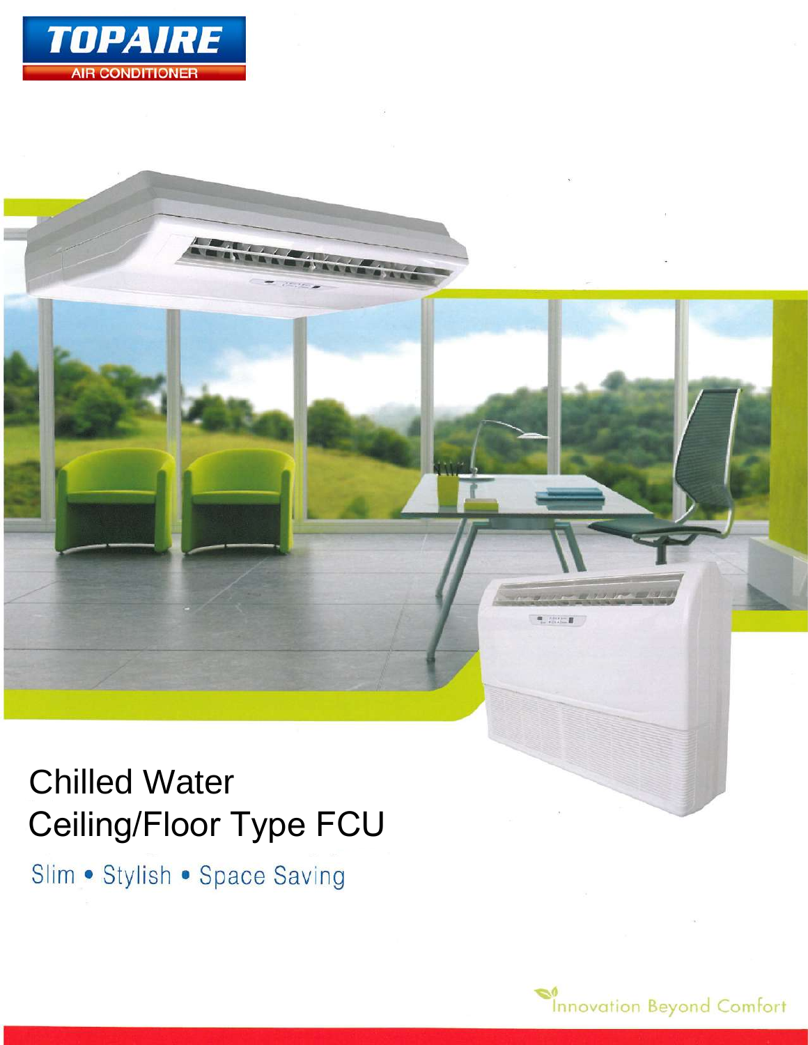# TOPAIRE
AIR CONDITIONER

# Chilled Water Ceiling/Floor Type FCU

Slim • Stylish • Space Saving

Innovation Beyond Comfort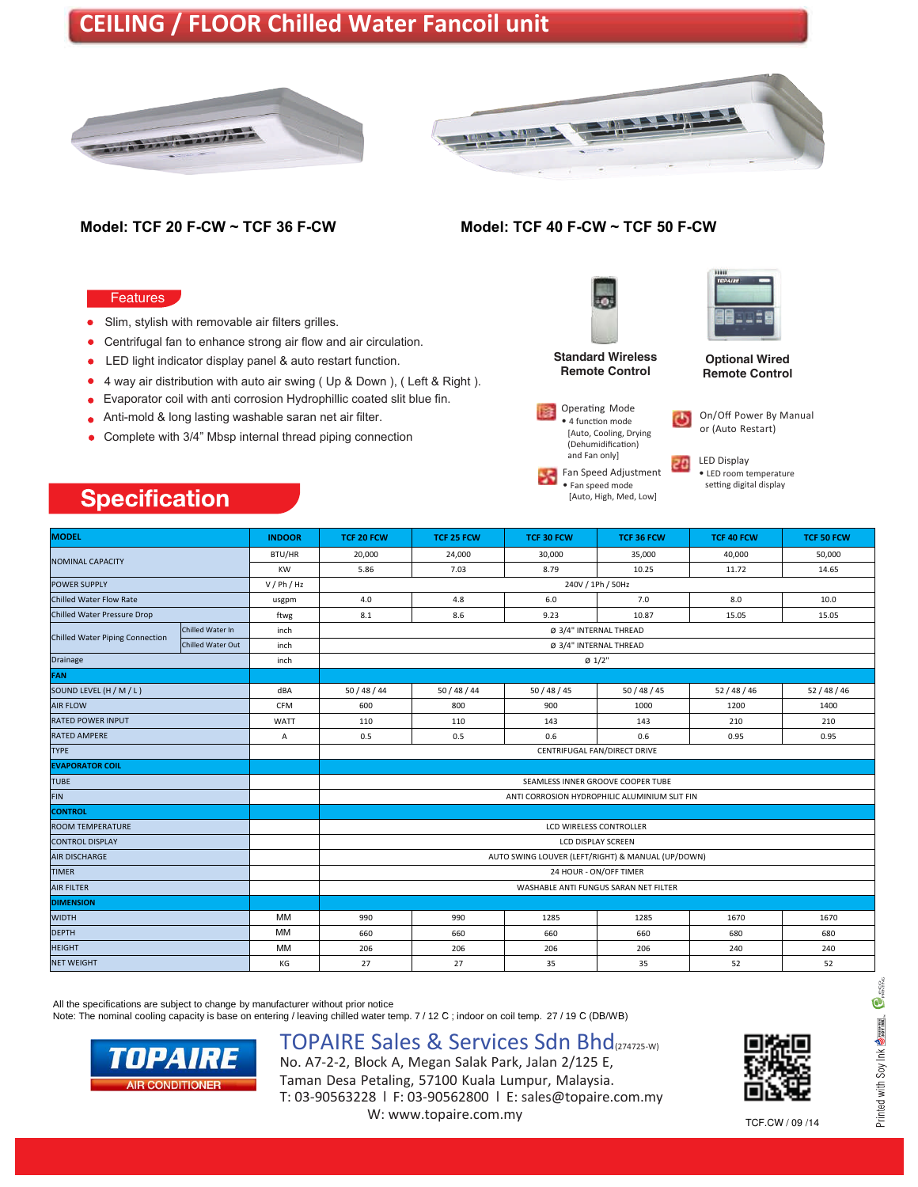# CEILING / FLOOR Chilled Water Fancoil unit

**Model: TCF 20 F-CW ~ TCF 36 F-CW**

**Model: TCF 40 F-CW ~ TCF 50 F-CW**

## Features

- Slim, stylish with removable air filters grilles.
- Centrifugal fan to enhance strong air flow and air circulation.
- LED light indicator display panel & auto restart function.
- 4 way air distribution with auto air swing ( Up & Down ), ( Left & Right ).
- Evaporator coil with anti corrosion Hydrophillic coated slit blue fin.
- Anti-mold & long lasting washable saran net air filter.
- Complete with 3/4" Mbsp internal thread piping connection

**Standard Wireless Remote Control**

**Optional Wired Remote Control**

Operating Mode
- 4 function mode [Auto, Cooling, Drying (Dehumidification) and Fan only]

Fan Speed Adjustment
- Fan speed mode [Auto, High, Med, Low]

On/Off Power By Manual or (Auto Restart)

LED Display
- LED room temperature setting digital display

## Specification

| MODEL | | INDOOR | TCF 20 FCW | TCF 25 FCW | TCF 30 FCW | TCF 36 FCW | TCF 40 FCW | TCF 50 FCW |
|---|---|---|---|---|---|---|---|---|
| NOMINAL CAPACITY | | BTU/HR | 20,000 | 24,000 | 30,000 | 35,000 | 40,000 | 50,000 |
| | | KW | 5.86 | 7.03 | 8.79 | 10.25 | 11.72 | 14.65 |
| POWER SUPPLY | | V / Ph / Hz | 240V / 1Ph / 50Hz | | | | | |
| Chilled Water Flow Rate | | usgpm | 4.0 | 4.8 | 6.0 | 7.0 | 8.0 | 10.0 |
| Chilled Water Pressure Drop | | ftwg | 8.1 | 8.6 | 9.23 | 10.87 | 15.05 | 15.05 |
| Chilled Water Piping Connection | Chilled Water In | inch | ø 3/4" INTERNAL THREAD | | | | | |
| | Chilled Water Out | inch | ø 3/4" INTERNAL THREAD | | | | | |
| Drainage | | inch | ø 1/2" | | | | | |
| **FAN** | | | | | | | | |
| SOUND LEVEL (H / M / L ) | | dBA | 50 / 48 / 44 | 50 / 48 / 44 | 50 / 48 / 45 | 50 / 48 / 45 | 52 / 48 / 46 | 52 / 48 / 46 |
| AIR FLOW | | CFM | 600 | 800 | 900 | 1000 | 1200 | 1400 |
| RATED POWER INPUT | | WATT | 110 | 110 | 143 | 143 | 210 | 210 |
| RATED AMPERE | | A | 0.5 | 0.5 | 0.6 | 0.6 | 0.95 | 0.95 |
| TYPE | | | CENTRIFUGAL FAN/DIRECT DRIVE | | | | | |
| **EVAPORATOR COIL** | | | | | | | | |
| TUBE | | | SEAMLESS INNER GROOVE COOPER TUBE | | | | | |
| FIN | | | ANTI CORROSION HYDROPHILIC ALUMINIUM SLIT FIN | | | | | |
| **CONTROL** | | | | | | | | |
| ROOM TEMPERATURE | | | LCD WIRELESS CONTROLLER | | | | | |
| CONTROL DISPLAY | | | LCD DISPLAY SCREEN | | | | | |
| AIR DISCHARGE | | | AUTO SWING LOUVER (LEFT/RIGHT) & MANUAL (UP/DOWN) | | | | | |
| TIMER | | | 24 HOUR - ON/OFF TIMER | | | | | |
| AIR FILTER | | | WASHABLE ANTI FUNGUS SARAN NET FILTER | | | | | |
| **DIMENSION** | | | | | | | | |
| WIDTH | | MM | 990 | 990 | 1285 | 1285 | 1670 | 1670 |
| DEPTH | | MM | 660 | 660 | 660 | 660 | 680 | 680 |
| HEIGHT | | MM | 206 | 206 | 206 | 206 | 240 | 240 |
| NET WEIGHT | | KG | 27 | 27 | 35 | 35 | 52 | 52 |

All the specifications are subject to change by manufacturer without prior notice
Note: The nominal cooling capacity is base on entering / leaving chilled water temp. 7 / 12 C ; indoor on coil temp. 27 / 19 C (DB/WB)

TOPAIRE AIR CONDITIONER

TOPAIRE Sales & Services Sdn Bhd(274725-W)
No. A7-2-2, Block A, Megan Salak Park, Jalan 2/125 E,
Taman Desa Petaling, 57100 Kuala Lumpur, Malaysia.
T: 03-90563228 I F: 03-90562800 I E: sales@topaire.com.my
W: www.topaire.com.my

TCF.CW / 09 /14

Printed with Soy Ink